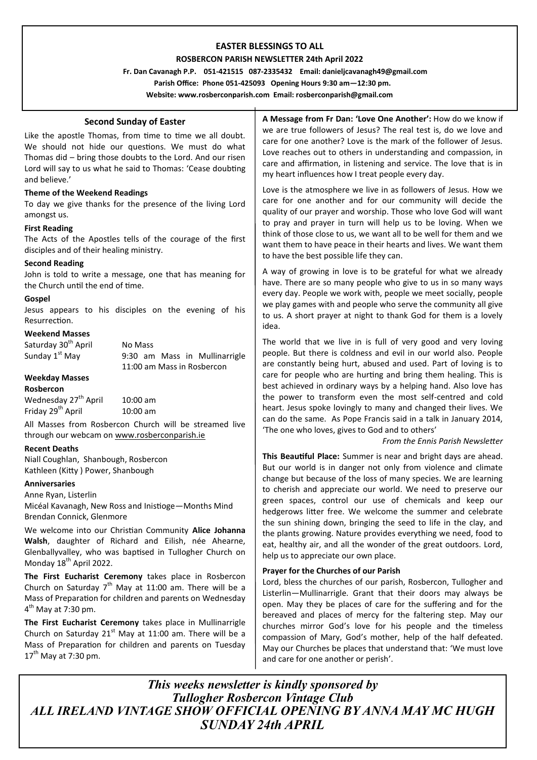# EASTER BLESSINGS TO ALL

**ROSBERCON PARISH NEWSLETTER 24th April 2022**

**Fr. Dan Cavanagh P.P. 051-421515 087-2335432 Email: danieljcavanagh49@gmail.com**

**Parish Office: Phone 051-425093 Opening Hours 9:30 am—12:30 pm.**

**Website: www.rosberconparish.com Email: rosberconparish@gmail.com**

## Second Sunday of Easter

Like the apostle Thomas, from time to time we all doubt. We should not hide our questions. We must do what Thomas did – bring those doubts to the Lord. And our risen Lord will say to us what he said to Thomas: 'Cease doubting and believe.'

### Theme of the Weekend Readings

To day we give thanks for the presence of the living Lord amongst us.

### First Reading

The Acts of the Apostles tells of the courage of the first disciples and of their healing ministry.

### Second Reading

John is told to write a message, one that has meaning for the Church until the end of time.

### Gospel

Jesus appears to his disciples on the evening of his Resurrection.

### Weekend Masses

| | |
|---|---|
| Saturday 30th April | No Mass |
| Sunday 1st May | 9:30 am Mass in Mullinarrigle<br>11:00 am Mass in Rosbercon |

### Weekday Masses

**Rosbercon**

| | |
|---|---|
| Wednesday 27th April | 10:00 am |
| Friday 29th April | 10:00 am |

All Masses from Rosbercon Church will be streamed live through our webcam on www.rosberconparish.ie

### Recent Deaths

Niall Coughlan, Shanbough, Rosbercon
Kathleen (Kitty ) Power, Shanbough

### Anniversaries

Anne Ryan, Listerlin
Micéal Kavanagh, New Ross and Inistioge—Months Mind
Brendan Connick, Glenmore

We welcome into our Christian Community **Alice Johanna Walsh**, daughter of Richard and Eilish, née Ahearne, Glenballyvalley, who was baptised in Tullogher Church on Monday 18th April 2022.

**The First Eucharist Ceremony** takes place in Rosbercon Church on Saturday 7th May at 11:00 am. There will be a Mass of Preparation for children and parents on Wednesday 4th May at 7:30 pm.

**The First Eucharist Ceremony** takes place in Mullinarrigle Church on Saturday 21st May at 11:00 am. There will be a Mass of Preparation for children and parents on Tuesday 17th May at 7:30 pm.

**A Message from Fr Dan: 'Love One Another':** How do we know if we are true followers of Jesus? The real test is, do we love and care for one another? Love is the mark of the follower of Jesus. Love reaches out to others in understanding and compassion, in care and affirmation, in listening and service. The love that is in my heart influences how I treat people every day.

Love is the atmosphere we live in as followers of Jesus. How we care for one another and for our community will decide the quality of our prayer and worship. Those who love God will want to pray and prayer in turn will help us to be loving. When we think of those close to us, we want all to be well for them and we want them to have peace in their hearts and lives. We want them to have the best possible life they can.

A way of growing in love is to be grateful for what we already have. There are so many people who give to us in so many ways every day. People we work with, people we meet socially, people we play games with and people who serve the community all give to us. A short prayer at night to thank God for them is a lovely idea.

The world that we live in is full of very good and very loving people. But there is coldness and evil in our world also. People are constantly being hurt, abused and used. Part of loving is to care for people who are hurting and bring them healing. This is best achieved in ordinary ways by a helping hand. Also love has the power to transform even the most self-centred and cold heart. Jesus spoke lovingly to many and changed their lives. We can do the same. As Pope Francis said in a talk in January 2014, 'The one who loves, gives to God and to others'

*From the Ennis Parish Newsletter*

**This Beautiful Place:** Summer is near and bright days are ahead. But our world is in danger not only from violence and climate change but because of the loss of many species. We are learning to cherish and appreciate our world. We need to preserve our green spaces, control our use of chemicals and keep our hedgerows litter free. We welcome the summer and celebrate the sun shining down, bringing the seed to life in the clay, and the plants growing. Nature provides everything we need, food to eat, healthy air, and all the wonder of the great outdoors. Lord, help us to appreciate our own place.

### Prayer for the Churches of our Parish

Lord, bless the churches of our parish, Rosbercon, Tullogher and Listerlin—Mullinarrigle. Grant that their doors may always be open. May they be places of care for the suffering and for the bereaved and places of mercy for the faltering step. May our churches mirror God's love for his people and the timeless compassion of Mary, God's mother, help of the half defeated. May our Churches be places that understand that: 'We must love and care for one another or perish'.

***This weeks newsletter is kindly sponsored by Tullogher Rosbercon Vintage Club***
***ALL IRELAND VINTAGE SHOW OFFICIAL OPENING BY ANNA MAY MC HUGH SUNDAY 24th APRIL***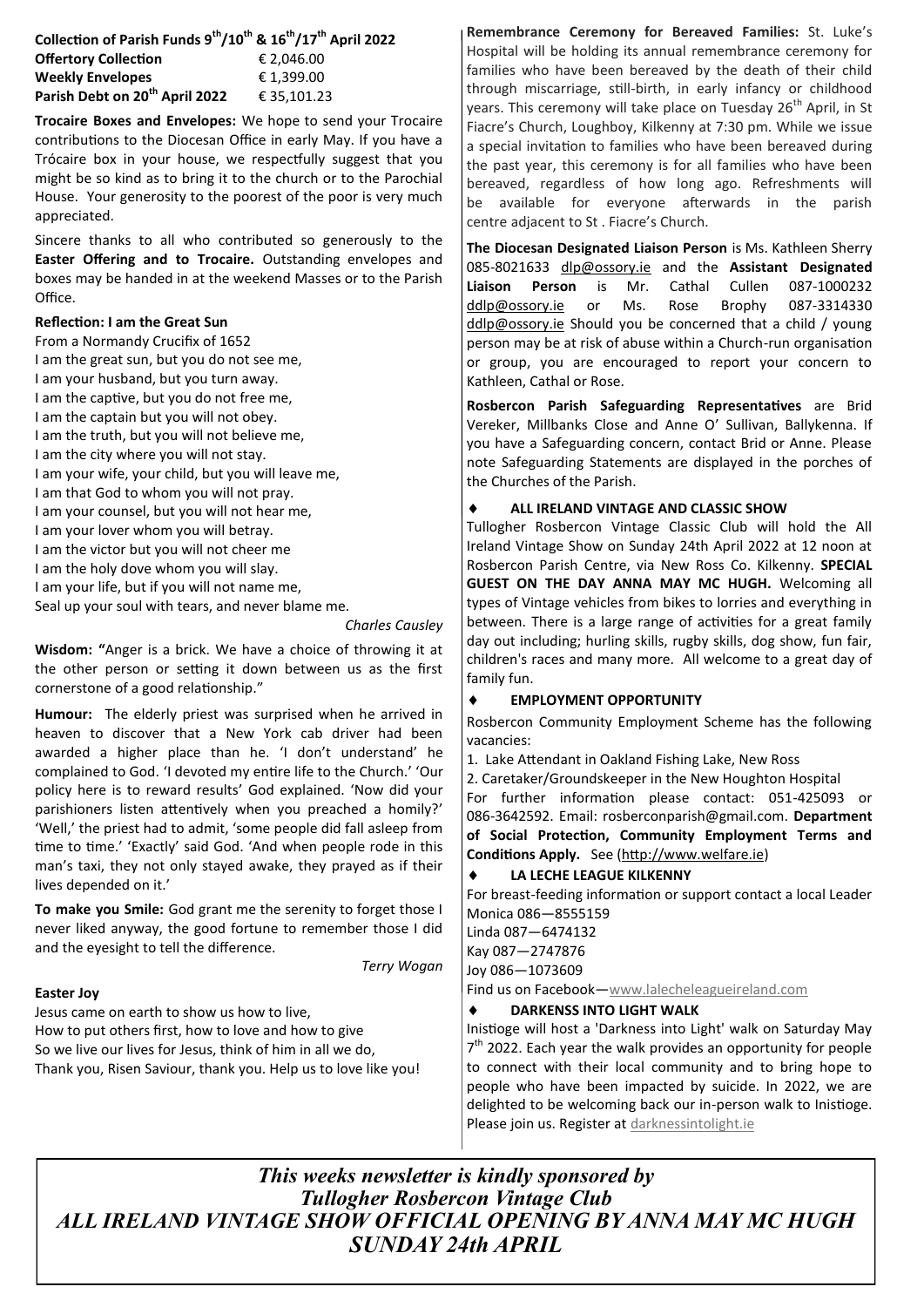**Collection of Parish Funds 9th/10th & 16th/17th April 2022**

| | |
|---|---|
| **Offertory Collection** | € 2,046.00 |
| **Weekly Envelopes** | € 1,399.00 |
| **Parish Debt on 20th April 2022** | € 35,101.23 |

**Trocaire Boxes and Envelopes:** We hope to send your Trocaire contributions to the Diocesan Office in early May. If you have a Trócaire box in your house, we respectfully suggest that you might be so kind as to bring it to the church or to the Parochial House. Your generosity to the poorest of the poor is very much appreciated.

Sincere thanks to all who contributed so generously to the **Easter Offering and to Trocaire.** Outstanding envelopes and boxes may be handed in at the weekend Masses or to the Parish Office.

**Reflection: I am the Great Sun**

From a Normandy Crucifix of 1652
I am the great sun, but you do not see me,
I am your husband, but you turn away.
I am the captive, but you do not free me,
I am the captain but you will not obey.
I am the truth, but you will not believe me,
I am the city where you will not stay.
I am your wife, your child, but you will leave me,
I am that God to whom you will not pray.
I am your counsel, but you will not hear me,
I am your lover whom you will betray.
I am the victor but you will not cheer me
I am the holy dove whom you will slay.
I am your life, but if you will not name me,
Seal up your soul with tears, and never blame me.

*Charles Causley*

**Wisdom: "**Anger is a brick. We have a choice of throwing it at the other person or setting it down between us as the first cornerstone of a good relationship."

**Humour:** The elderly priest was surprised when he arrived in heaven to discover that a New York cab driver had been awarded a higher place than he. 'I don't understand' he complained to God. 'I devoted my entire life to the Church.' 'Our policy here is to reward results' God explained. 'Now did your parishioners listen attentively when you preached a homily?' 'Well,' the priest had to admit, 'some people did fall asleep from time to time.' 'Exactly' said God. 'And when people rode in this man's taxi, they not only stayed awake, they prayed as if their lives depended on it.'

**To make you Smile:** God grant me the serenity to forget those I never liked anyway, the good fortune to remember those I did and the eyesight to tell the difference.

*Terry Wogan*

**Easter Joy**

Jesus came on earth to show us how to live,
How to put others first, how to love and how to give
So we live our lives for Jesus, think of him in all we do,
Thank you, Risen Saviour, thank you. Help us to love like you!

**Remembrance Ceremony for Bereaved Families:** St. Luke's Hospital will be holding its annual remembrance ceremony for families who have been bereaved by the death of their child through miscarriage, still-birth, in early infancy or childhood years. This ceremony will take place on Tuesday 26th April, in St Fiacre's Church, Loughboy, Kilkenny at 7:30 pm. While we issue a special invitation to families who have been bereaved during the past year, this ceremony is for all families who have been bereaved, regardless of how long ago. Refreshments will be available for everyone afterwards in the parish centre adjacent to St . Fiacre's Church.

**The Diocesan Designated Liaison Person** is Ms. Kathleen Sherry 085-8021633 dlp@ossory.ie and the **Assistant Designated Liaison Person** is Mr. Cathal Cullen 087-1000232 ddlp@ossory.ie or Ms. Rose Brophy 087-3314330 ddlp@ossory.ie Should you be concerned that a child / young person may be at risk of abuse within a Church-run organisation or group, you are encouraged to report your concern to Kathleen, Cathal or Rose.

**Rosbercon Parish Safeguarding Representatives** are Brid Vereker, Millbanks Close and Anne O' Sullivan, Ballykenna. If you have a Safeguarding concern, contact Brid or Anne. Please note Safeguarding Statements are displayed in the porches of the Churches of the Parish.

- **ALL IRELAND VINTAGE AND CLASSIC SHOW**

Tullogher Rosbercon Vintage Classic Club will hold the All Ireland Vintage Show on Sunday 24th April 2022 at 12 noon at Rosbercon Parish Centre, via New Ross Co. Kilkenny. **SPECIAL GUEST ON THE DAY ANNA MAY MC HUGH.** Welcoming all types of Vintage vehicles from bikes to lorries and everything in between. There is a large range of activities for a great family day out including; hurling skills, rugby skills, dog show, fun fair, children's races and many more. All welcome to a great day of family fun.

- **EMPLOYMENT OPPORTUNITY**

Rosbercon Community Employment Scheme has the following vacancies:

1. Lake Attendant in Oakland Fishing Lake, New Ross
2. Caretaker/Groundskeeper in the New Houghton Hospital

For further information please contact: 051-425093 or 086-3642592. Email: rosberconparish@gmail.com. **Department of Social Protection, Community Employment Terms and Conditions Apply.** See (http://www.welfare.ie)

- **LA LECHE LEAGUE KILKENNY**

For breast-feeding information or support contact a local Leader
Monica 086—8555159
Linda 087—6474132
Kay 087—2747876
Joy 086—1073609
Find us on Facebook—www.lalecheleagueireland.com

- **DARKENSS INTO LIGHT WALK**

Inistioge will host a 'Darkness into Light' walk on Saturday May 7th 2022. Each year the walk provides an opportunity for people to connect with their local community and to bring hope to people who have been impacted by suicide. In 2022, we are delighted to be welcoming back our in-person walk to Inistioge. Please join us. Register at darknessintolight.ie

***This weeks newsletter is kindly sponsored by Tullogher Rosbercon Vintage Club ALL IRELAND VINTAGE SHOW OFFICIAL OPENING BY ANNA MAY MC HUGH SUNDAY 24th APRIL***